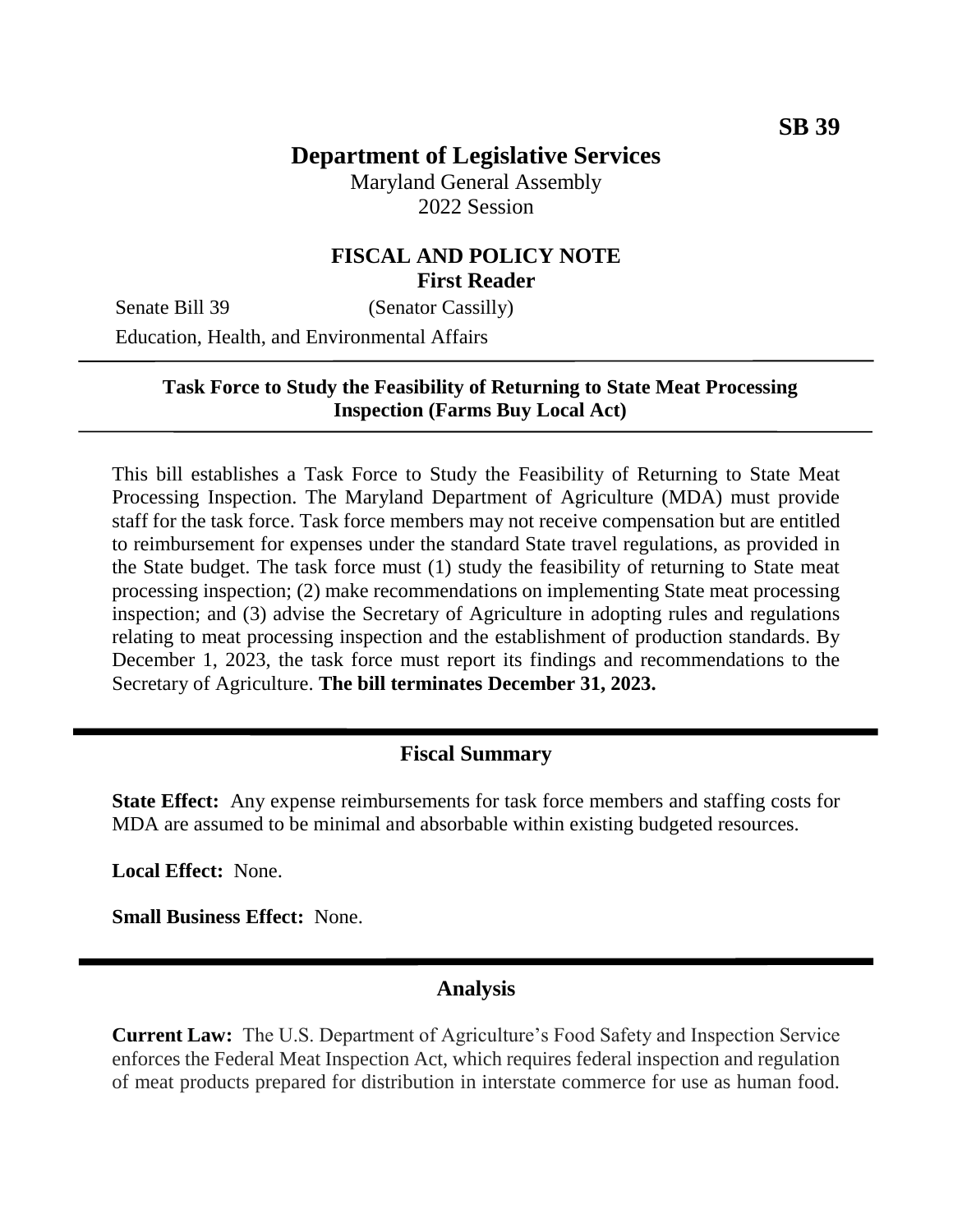SB 39

# Department of Legislative Services

Maryland General Assembly
2022 Session

## FISCAL AND POLICY NOTE
**First Reader**

Senate Bill 39 (Senator Cassilly)
Education, Health, and Environmental Affairs

---

**Task Force to Study the Feasibility of Returning to State Meat Processing Inspection (Farms Buy Local Act)**

---

This bill establishes a Task Force to Study the Feasibility of Returning to State Meat Processing Inspection. The Maryland Department of Agriculture (MDA) must provide staff for the task force. Task force members may not receive compensation but are entitled to reimbursement for expenses under the standard State travel regulations, as provided in the State budget. The task force must (1) study the feasibility of returning to State meat processing inspection; (2) make recommendations on implementing State meat processing inspection; and (3) advise the Secretary of Agriculture in adopting rules and regulations relating to meat processing inspection and the establishment of production standards. By December 1, 2023, the task force must report its findings and recommendations to the Secretary of Agriculture. **The bill terminates December 31, 2023.**

---

## Fiscal Summary

**State Effect:** Any expense reimbursements for task force members and staffing costs for MDA are assumed to be minimal and absorbable within existing budgeted resources.

**Local Effect:** None.

**Small Business Effect:** None.

---

## Analysis

**Current Law:** The U.S. Department of Agriculture's Food Safety and Inspection Service enforces the Federal Meat Inspection Act, which requires federal inspection and regulation of meat products prepared for distribution in interstate commerce for use as human food.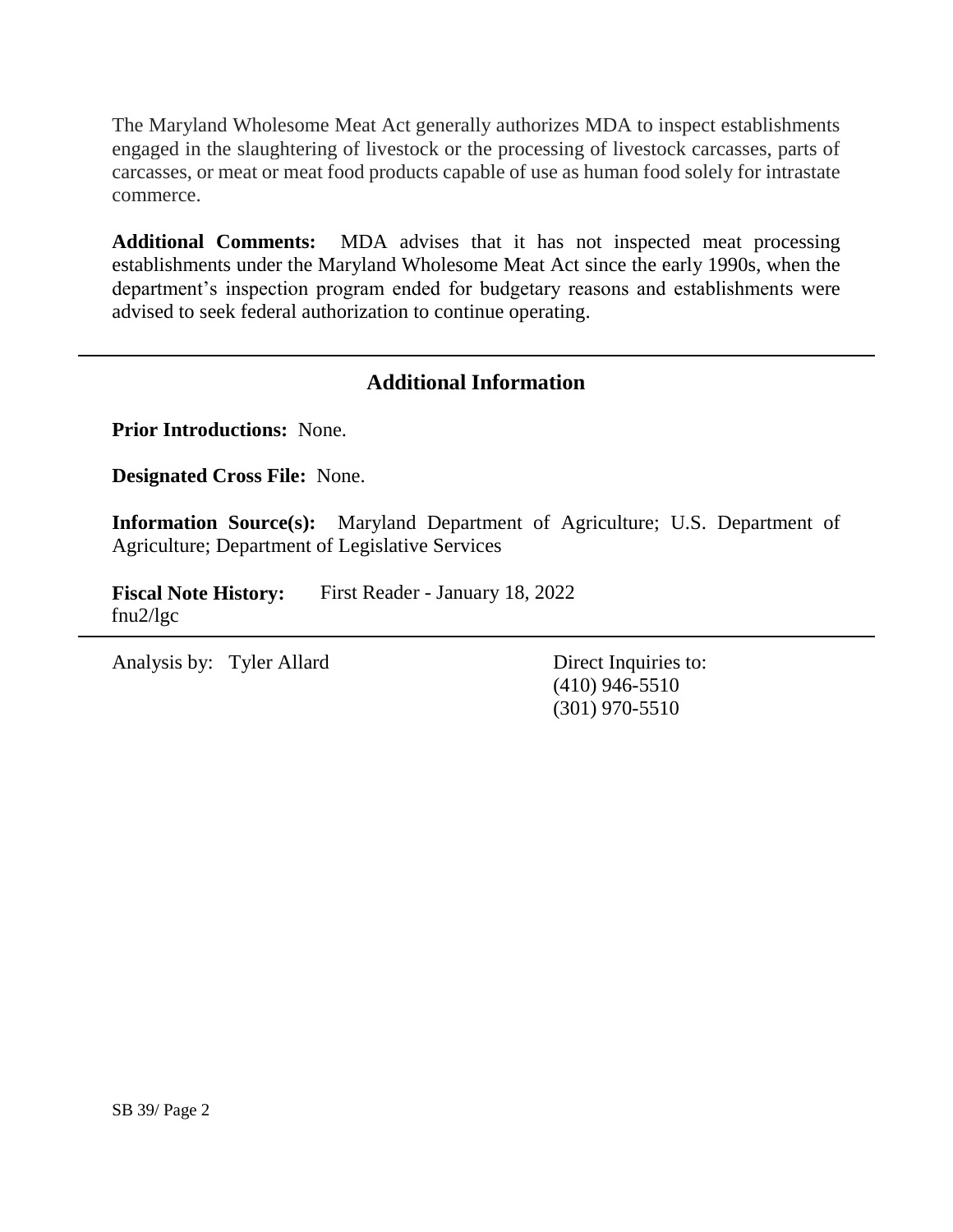The Maryland Wholesome Meat Act generally authorizes MDA to inspect establishments engaged in the slaughtering of livestock or the processing of livestock carcasses, parts of carcasses, or meat or meat food products capable of use as human food solely for intrastate commerce.

**Additional Comments:** MDA advises that it has not inspected meat processing establishments under the Maryland Wholesome Meat Act since the early 1990s, when the department's inspection program ended for budgetary reasons and establishments were advised to seek federal authorization to continue operating.

## Additional Information

**Prior Introductions:** None.

**Designated Cross File:** None.

**Information Source(s):** Maryland Department of Agriculture; U.S. Department of Agriculture; Department of Legislative Services

**Fiscal Note History:** First Reader - January 18, 2022
fnu2/lgc

Analysis by: Tyler Allard

Direct Inquiries to:
(410) 946-5510
(301) 970-5510